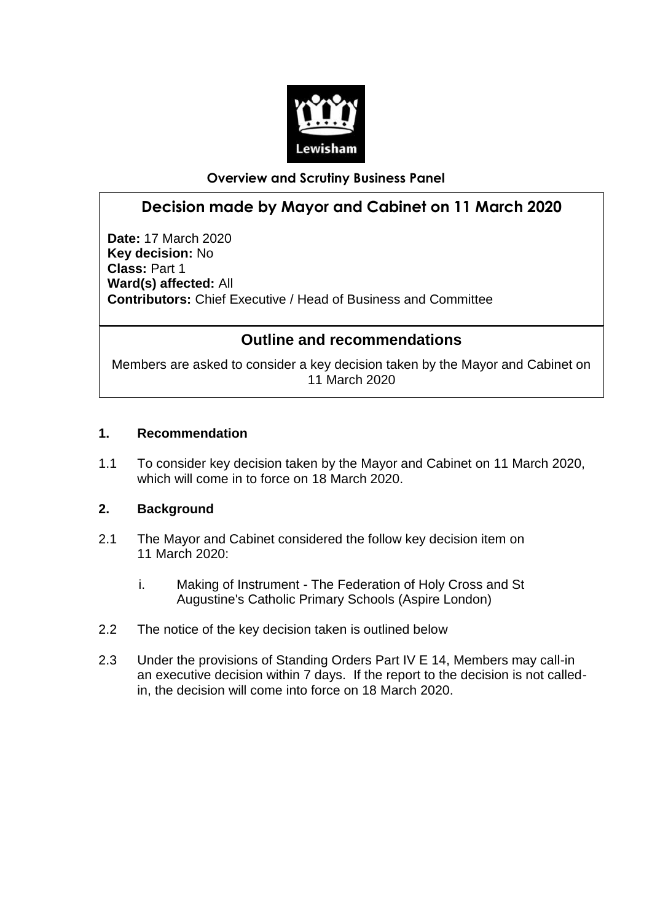Lewisham

**Overview and Scrutiny Business Panel**

# Decision made by Mayor and Cabinet on 11 March 2020

**Date:** 17 March 2020
**Key decision:** No
**Class:** Part 1
**Ward(s) affected:** All
**Contributors:** Chief Executive / Head of Business and Committee

## Outline and recommendations

Members are asked to consider a key decision taken by the Mayor and Cabinet on 11 March 2020

### 1. Recommendation

1.1 To consider key decision taken by the Mayor and Cabinet on 11 March 2020, which will come in to force on 18 March 2020.

### 2. Background

2.1 The Mayor and Cabinet considered the follow key decision item on 11 March 2020:

i. Making of Instrument - The Federation of Holy Cross and St Augustine's Catholic Primary Schools (Aspire London)

2.2 The notice of the key decision taken is outlined below

2.3 Under the provisions of Standing Orders Part IV E 14, Members may call-in an executive decision within 7 days. If the report to the decision is not called-in, the decision will come into force on 18 March 2020.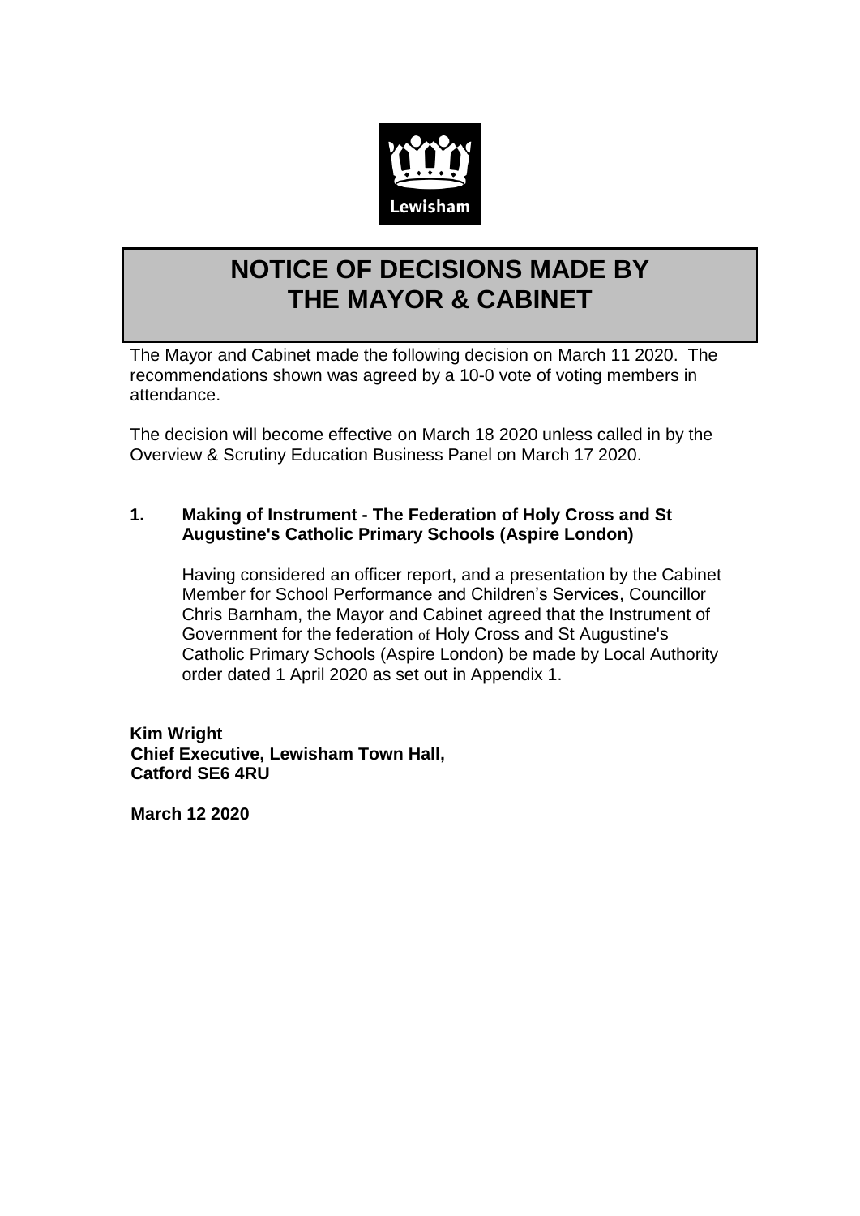Lewisham

# NOTICE OF DECISIONS MADE BY THE MAYOR & CABINET

The Mayor and Cabinet made the following decision on March 11 2020. The recommendations shown was agreed by a 10-0 vote of voting members in attendance.

The decision will become effective on March 18 2020 unless called in by the Overview & Scrutiny Education Business Panel on March 17 2020.

**1. Making of Instrument - The Federation of Holy Cross and St Augustine's Catholic Primary Schools (Aspire London)**

Having considered an officer report, and a presentation by the Cabinet Member for School Performance and Children's Services, Councillor Chris Barnham, the Mayor and Cabinet agreed that the Instrument of Government for the federation of Holy Cross and St Augustine's Catholic Primary Schools (Aspire London) be made by Local Authority order dated 1 April 2020 as set out in Appendix 1.

**Kim Wright**
**Chief Executive, Lewisham Town Hall,**
**Catford SE6 4RU**

**March 12 2020**